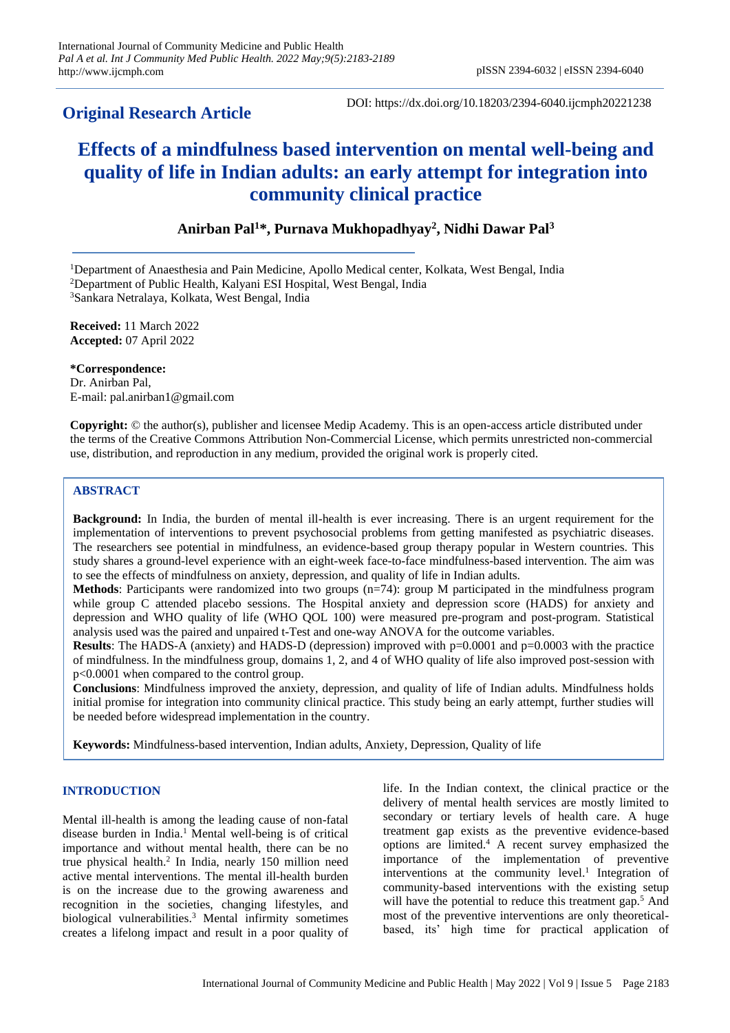**Original Research Article**

DOI: https://dx.doi.org/10.18203/2394-6040.ijcmph20221238

# Effects of a mindfulness based intervention on mental well-being and quality of life in Indian adults: an early attempt for integration into community clinical practice

**Anirban Pal[1]*, Purnava Mukhopadhyay[2], Nidhi Dawar Pal[3]**

[1]Department of Anaesthesia and Pain Medicine, Apollo Medical center, Kolkata, West Bengal, India
[2]Department of Public Health, Kalyani ESI Hospital, West Bengal, India
[3]Sankara Netralaya, Kolkata, West Bengal, India

**Received:** 11 March 2022
**Accepted:** 07 April 2022

***Correspondence:**
Dr. Anirban Pal,
E-mail: pal.anirban1@gmail.com

**Copyright:** © the author(s), publisher and licensee Medip Academy. This is an open-access article distributed under the terms of the Creative Commons Attribution Non-Commercial License, which permits unrestricted non-commercial use, distribution, and reproduction in any medium, provided the original work is properly cited.

## ABSTRACT

**Background:** In India, the burden of mental ill-health is ever increasing. There is an urgent requirement for the implementation of interventions to prevent psychosocial problems from getting manifested as psychiatric diseases. The researchers see potential in mindfulness, an evidence-based group therapy popular in Western countries. This study shares a ground-level experience with an eight-week face-to-face mindfulness-based intervention. The aim was to see the effects of mindfulness on anxiety, depression, and quality of life in Indian adults.

**Methods**: Participants were randomized into two groups (n=74): group M participated in the mindfulness program while group C attended placebo sessions. The Hospital anxiety and depression score (HADS) for anxiety and depression and WHO quality of life (WHO QOL 100) were measured pre-program and post-program. Statistical analysis used was the paired and unpaired t-Test and one-way ANOVA for the outcome variables.

**Results**: The HADS-A (anxiety) and HADS-D (depression) improved with p=0.0001 and p=0.0003 with the practice of mindfulness. In the mindfulness group, domains 1, 2, and 4 of WHO quality of life also improved post-session with p<0.0001 when compared to the control group.

**Conclusions**: Mindfulness improved the anxiety, depression, and quality of life of Indian adults. Mindfulness holds initial promise for integration into community clinical practice. This study being an early attempt, further studies will be needed before widespread implementation in the country.

**Keywords:** Mindfulness-based intervention, Indian adults, Anxiety, Depression, Quality of life

## INTRODUCTION

Mental ill-health is among the leading cause of non-fatal disease burden in India.[1] Mental well-being is of critical importance and without mental health, there can be no true physical health.[2] In India, nearly 150 million need active mental interventions. The mental ill-health burden is on the increase due to the growing awareness and recognition in the societies, changing lifestyles, and biological vulnerabilities.[3] Mental infirmity sometimes creates a lifelong impact and result in a poor quality of life. In the Indian context, the clinical practice or the delivery of mental health services are mostly limited to secondary or tertiary levels of health care. A huge treatment gap exists as the preventive evidence-based options are limited.[4] A recent survey emphasized the importance of the implementation of preventive interventions at the community level.[1] Integration of community-based interventions with the existing setup will have the potential to reduce this treatment gap.[5] And most of the preventive interventions are only theoretical-based, its' high time for practical application of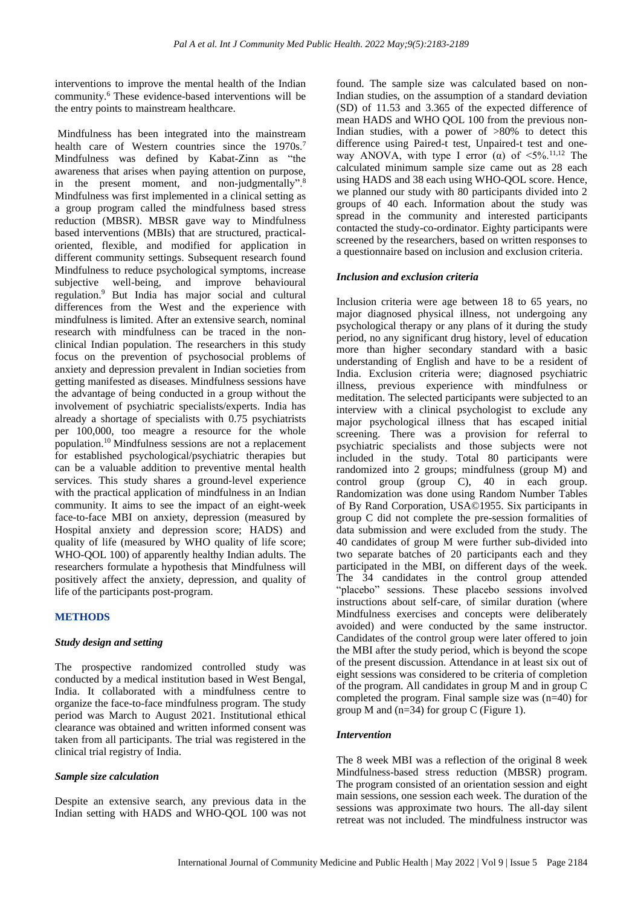interventions to improve the mental health of the Indian community.[6] These evidence-based interventions will be the entry points to mainstream healthcare.

Mindfulness has been integrated into the mainstream health care of Western countries since the 1970s.[7] Mindfulness was defined by Kabat-Zinn as "the awareness that arises when paying attention on purpose, in the present moment, and non-judgmentally".[8] Mindfulness was first implemented in a clinical setting as a group program called the mindfulness based stress reduction (MBSR). MBSR gave way to Mindfulness based interventions (MBIs) that are structured, practical-oriented, flexible, and modified for application in different community settings. Subsequent research found Mindfulness to reduce psychological symptoms, increase subjective well-being, and improve behavioural regulation.[9] But India has major social and cultural differences from the West and the experience with mindfulness is limited. After an extensive search, nominal research with mindfulness can be traced in the non-clinical Indian population. The researchers in this study focus on the prevention of psychosocial problems of anxiety and depression prevalent in Indian societies from getting manifested as diseases. Mindfulness sessions have the advantage of being conducted in a group without the involvement of psychiatric specialists/experts. India has already a shortage of specialists with 0.75 psychiatrists per 100,000, too meagre a resource for the whole population.[10] Mindfulness sessions are not a replacement for established psychological/psychiatric therapies but can be a valuable addition to preventive mental health services. This study shares a ground-level experience with the practical application of mindfulness in an Indian community. It aims to see the impact of an eight-week face-to-face MBI on anxiety, depression (measured by Hospital anxiety and depression score; HADS) and quality of life (measured by WHO quality of life score; WHO-QOL 100) of apparently healthy Indian adults. The researchers formulate a hypothesis that Mindfulness will positively affect the anxiety, depression, and quality of life of the participants post-program.

## METHODS

### *Study design and setting*

The prospective randomized controlled study was conducted by a medical institution based in West Bengal, India. It collaborated with a mindfulness centre to organize the face-to-face mindfulness program. The study period was March to August 2021. Institutional ethical clearance was obtained and written informed consent was taken from all participants. The trial was registered in the clinical trial registry of India.

### *Sample size calculation*

Despite an extensive search, any previous data in the Indian setting with HADS and WHO-QOL 100 was not found. The sample size was calculated based on non-Indian studies, on the assumption of a standard deviation (SD) of 11.53 and 3.365 of the expected difference of mean HADS and WHO QOL 100 from the previous non-Indian studies, with a power of >80% to detect this difference using Paired-t test, Unpaired-t test and one-way ANOVA, with type I error (α) of <5%.[11,12] The calculated minimum sample size came out as 28 each using HADS and 38 each using WHO-QOL score. Hence, we planned our study with 80 participants divided into 2 groups of 40 each. Information about the study was spread in the community and interested participants contacted the study-co-ordinator. Eighty participants were screened by the researchers, based on written responses to a questionnaire based on inclusion and exclusion criteria.

### *Inclusion and exclusion criteria*

Inclusion criteria were age between 18 to 65 years, no major diagnosed physical illness, not undergoing any psychological therapy or any plans of it during the study period, no any significant drug history, level of education more than higher secondary standard with a basic understanding of English and have to be a resident of India. Exclusion criteria were; diagnosed psychiatric illness, previous experience with mindfulness or meditation. The selected participants were subjected to an interview with a clinical psychologist to exclude any major psychological illness that has escaped initial screening. There was a provision for referral to psychiatric specialists and those subjects were not included in the study. Total 80 participants were randomized into 2 groups; mindfulness (group M) and control group (group C), 40 in each group. Randomization was done using Random Number Tables of By Rand Corporation, USA©1955. Six participants in group C did not complete the pre-session formalities of data submission and were excluded from the study. The 40 candidates of group M were further sub-divided into two separate batches of 20 participants each and they participated in the MBI, on different days of the week. The 34 candidates in the control group attended "placebo" sessions. These placebo sessions involved instructions about self-care, of similar duration (where Mindfulness exercises and concepts were deliberately avoided) and were conducted by the same instructor. Candidates of the control group were later offered to join the MBI after the study period, which is beyond the scope of the present discussion. Attendance in at least six out of eight sessions was considered to be criteria of completion of the program. All candidates in group M and in group C completed the program. Final sample size was (n=40) for group M and (n=34) for group C (Figure 1).

### *Intervention*

The 8 week MBI was a reflection of the original 8 week Mindfulness-based stress reduction (MBSR) program. The program consisted of an orientation session and eight main sessions, one session each week. The duration of the sessions was approximate two hours. The all-day silent retreat was not included. The mindfulness instructor was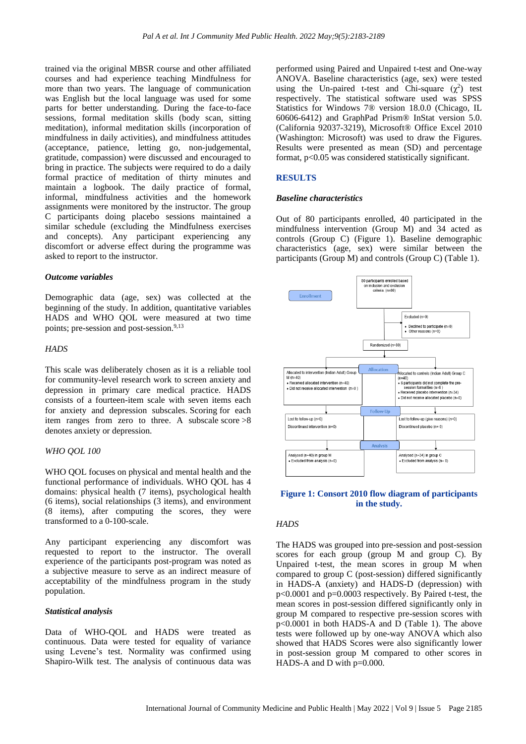trained via the original MBSR course and other affiliated courses and had experience teaching Mindfulness for more than two years. The language of communication was English but the local language was used for some parts for better understanding. During the face-to-face sessions, formal meditation skills (body scan, sitting meditation), informal meditation skills (incorporation of mindfulness in daily activities), and mindfulness attitudes (acceptance, patience, letting go, non-judgemental, gratitude, compassion) were discussed and encouraged to bring in practice. The subjects were required to do a daily formal practice of meditation of thirty minutes and maintain a logbook. The daily practice of formal, informal, mindfulness activities and the homework assignments were monitored by the instructor. The group C participants doing placebo sessions maintained a similar schedule (excluding the Mindfulness exercises and concepts). Any participant experiencing any discomfort or adverse effect during the programme was asked to report to the instructor.

### *Outcome variables*

Demographic data (age, sex) was collected at the beginning of the study. In addition, quantitative variables HADS and WHO QOL were measured at two time points; pre-session and post-session.[9,13]

#### *HADS*

This scale was deliberately chosen as it is a reliable tool for community-level research work to screen anxiety and depression in primary care medical practice. HADS consists of a fourteen-item scale with seven items each for anxiety and depression subscales. Scoring for each item ranges from zero to three. A subscale score >8 denotes anxiety or depression.

#### *WHO QOL 100*

WHO QOL focuses on physical and mental health and the functional performance of individuals. WHO QOL has 4 domains: physical health (7 items), psychological health (6 items), social relationships (3 items), and environment (8 items), after computing the scores, they were transformed to a 0-100-scale.

Any participant experiencing any discomfort was requested to report to the instructor. The overall experience of the participants post-program was noted as a subjective measure to serve as an indirect measure of acceptability of the mindfulness program in the study population.

### *Statistical analysis*

Data of WHO-QOL and HADS were treated as continuous. Data were tested for equality of variance using Levene's test. Normality was confirmed using Shapiro-Wilk test. The analysis of continuous data was performed using Paired and Unpaired t-test and One-way ANOVA. Baseline characteristics (age, sex) were tested using the Un-paired t-test and Chi-square ($\chi^2$) test respectively. The statistical software used was SPSS Statistics for Windows 7® version 18.0.0 (Chicago, IL 60606-6412) and GraphPad Prism® InStat version 5.0. (California 92037-3219), Microsoft® Office Excel 2010 (Washington: Microsoft) was used to draw the Figures. Results were presented as mean (SD) and percentage format, p<0.05 was considered statistically significant.

## RESULTS

### *Baseline characteristics*

Out of 80 participants enrolled, 40 participated in the mindfulness intervention (Group M) and 34 acted as controls (Group C) (Figure 1). Baseline demographic characteristics (age, sex) were similar between the participants (Group M) and controls (Group C) (Table 1).

Enrollment

80 participants enrolled based on inclusion and exclusion criteria. (n=80)

Excluded (n=0)
- Declined to participate (n=0)
- Other reasons (n=0)

Randomized (n=80)

Allocation

Allocated to intervention (Indian Adult) Group M (n=40)
- Received allocated intervention (n=40)
- Did not receive allocated intervention (n=0 )

Allocated to controls (Indian Adult) Group C (n=40)
- 6 participants did not complete the pre-session formalities (n=6 )
- Received placebo intervention (n=34)
- Did not receive allocated placebo (n=0)

Follow-Up

Lost to follow-up (n=0)
Discontinued intervention (n=0)

Lost to follow-up (give reasons) (n=0)
Discontinued placebo (n= 0)

Analysis

Analysed (n=40) in group M
- Excluded from analysis (n=0)

Analysed (n=34) in group C
- Excluded from analysis (n= 0)

**Figure 1: Consort 2010 flow diagram of participants in the study.**

#### *HADS*

The HADS was grouped into pre-session and post-session scores for each group (group M and group C). By Unpaired t-test, the mean scores in group M when compared to group C (post-session) differed significantly in HADS-A (anxiety) and HADS-D (depression) with p<0.0001 and p=0.0003 respectively. By Paired t-test, the mean scores in post-session differed significantly only in group M compared to respective pre-session scores with p<0.0001 in both HADS-A and D (Table 1). The above tests were followed up by one-way ANOVA which also showed that HADS Scores were also significantly lower in post-session group M compared to other scores in HADS-A and D with p=0.000.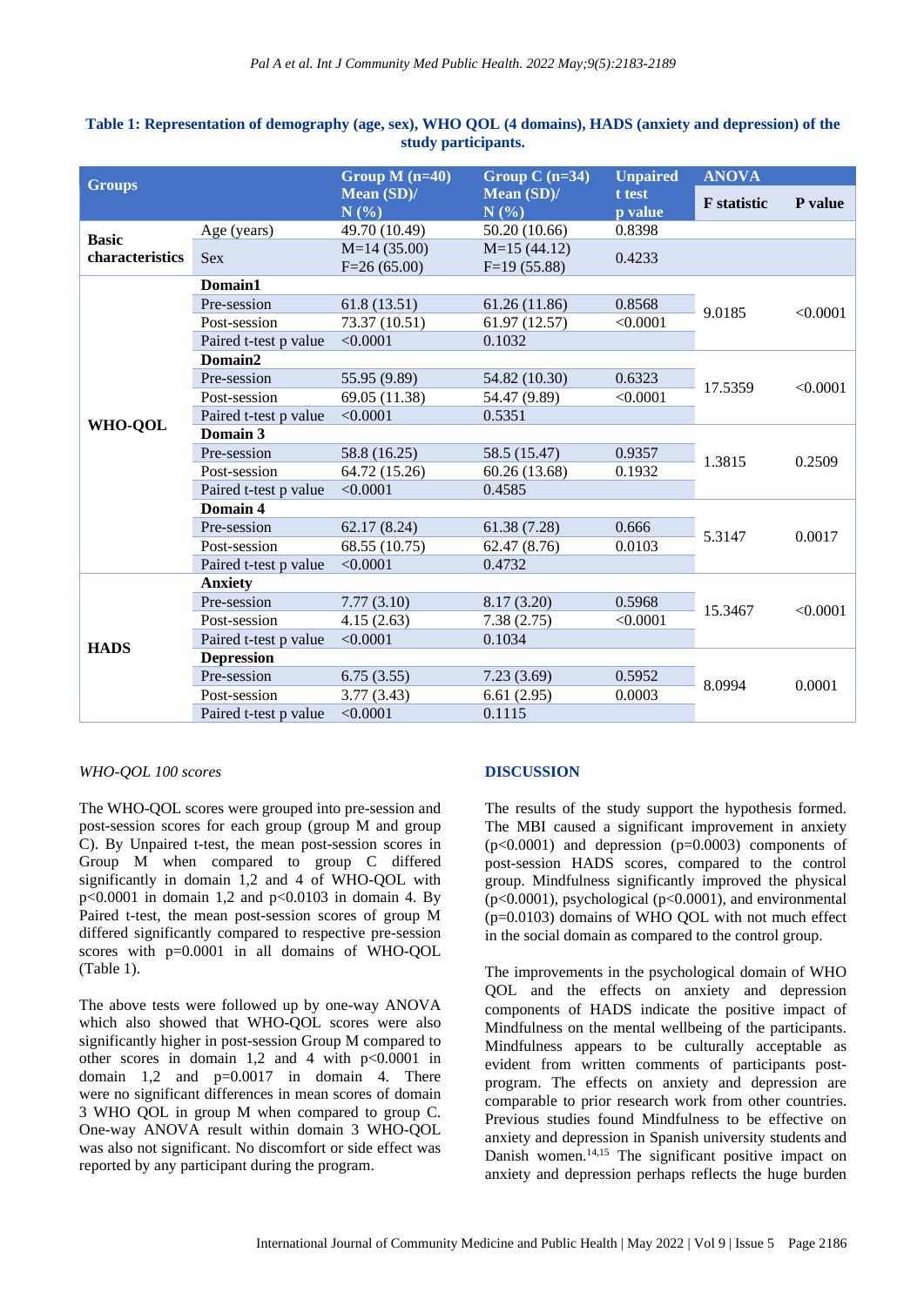**Table 1: Representation of demography (age, sex), WHO QOL (4 domains), HADS (anxiety and depression) of the study participants.**

| Groups | | Group M (n=40) Mean (SD)/ N (%) | Group C (n=34) Mean (SD)/ N (%) | Unpaired t test p value | ANOVA | |
|---|---|---|---|---|---|---|
| | | | | | F statistic | P value |
| Basic characteristics | Age (years) | 49.70 (10.49) | 50.20 (10.66) | 0.8398 | | |
| | Sex | M=14 (35.00) F=26 (65.00) | M=15 (44.12) F=19 (55.88) | 0.4233 | | |
| WHO-QOL | **Domain1** | | | | | |
| | Pre-session | 61.8 (13.51) | 61.26 (11.86) | 0.8568 | 9.0185 | <0.0001 |
| | Post-session | 73.37 (10.51) | 61.97 (12.57) | <0.0001 | | |
| | Paired t-test p value | <0.0001 | 0.1032 | | | |
| | **Domain2** | | | | | |
| | Pre-session | 55.95 (9.89) | 54.82 (10.30) | 0.6323 | 17.5359 | <0.0001 |
| | Post-session | 69.05 (11.38) | 54.47 (9.89) | <0.0001 | | |
| | Paired t-test p value | <0.0001 | 0.5351 | | | |
| | **Domain 3** | | | | | |
| | Pre-session | 58.8 (16.25) | 58.5 (15.47) | 0.9357 | 1.3815 | 0.2509 |
| | Post-session | 64.72 (15.26) | 60.26 (13.68) | 0.1932 | | |
| | Paired t-test p value | <0.0001 | 0.4585 | | | |
| | **Domain 4** | | | | | |
| | Pre-session | 62.17 (8.24) | 61.38 (7.28) | 0.666 | 5.3147 | 0.0017 |
| | Post-session | 68.55 (10.75) | 62.47 (8.76) | 0.0103 | | |
| | Paired t-test p value | <0.0001 | 0.4732 | | | |
| HADS | **Anxiety** | | | | | |
| | Pre-session | 7.77 (3.10) | 8.17 (3.20) | 0.5968 | 15.3467 | <0.0001 |
| | Post-session | 4.15 (2.63) | 7.38 (2.75) | <0.0001 | | |
| | Paired t-test p value | <0.0001 | 0.1034 | | | |
| | **Depression** | | | | | |
| | Pre-session | 6.75 (3.55) | 7.23 (3.69) | 0.5952 | 8.0994 | 0.0001 |
| | Post-session | 3.77 (3.43) | 6.61 (2.95) | 0.0003 | | |
| | Paired t-test p value | <0.0001 | 0.1115 | | | |

*WHO-QOL 100 scores*

The WHO-QOL scores were grouped into pre-session and post-session scores for each group (group M and group C). By Unpaired t-test, the mean post-session scores in Group M when compared to group C differed significantly in domain 1,2 and 4 of WHO-QOL with p<0.0001 in domain 1,2 and p<0.0103 in domain 4. By Paired t-test, the mean post-session scores of group M differed significantly compared to respective pre-session scores with p=0.0001 in all domains of WHO-QOL (Table 1).

The above tests were followed up by one-way ANOVA which also showed that WHO-QOL scores were also significantly higher in post-session Group M compared to other scores in domain 1,2 and 4 with p<0.0001 in domain 1,2 and p=0.0017 in domain 4. There were no significant differences in mean scores of domain 3 WHO QOL in group M when compared to group C. One-way ANOVA result within domain 3 WHO-QOL was also not significant. No discomfort or side effect was reported by any participant during the program.

## DISCUSSION

The results of the study support the hypothesis formed. The MBI caused a significant improvement in anxiety (p<0.0001) and depression (p=0.0003) components of post-session HADS scores, compared to the control group. Mindfulness significantly improved the physical (p<0.0001), psychological (p<0.0001), and environmental (p=0.0103) domains of WHO QOL with not much effect in the social domain as compared to the control group.

The improvements in the psychological domain of WHO QOL and the effects on anxiety and depression components of HADS indicate the positive impact of Mindfulness on the mental wellbeing of the participants. Mindfulness appears to be culturally acceptable as evident from written comments of participants post-program. The effects on anxiety and depression are comparable to prior research work from other countries. Previous studies found Mindfulness to be effective on anxiety and depression in Spanish university students and Danish women.[14,15] The significant positive impact on anxiety and depression perhaps reflects the huge burden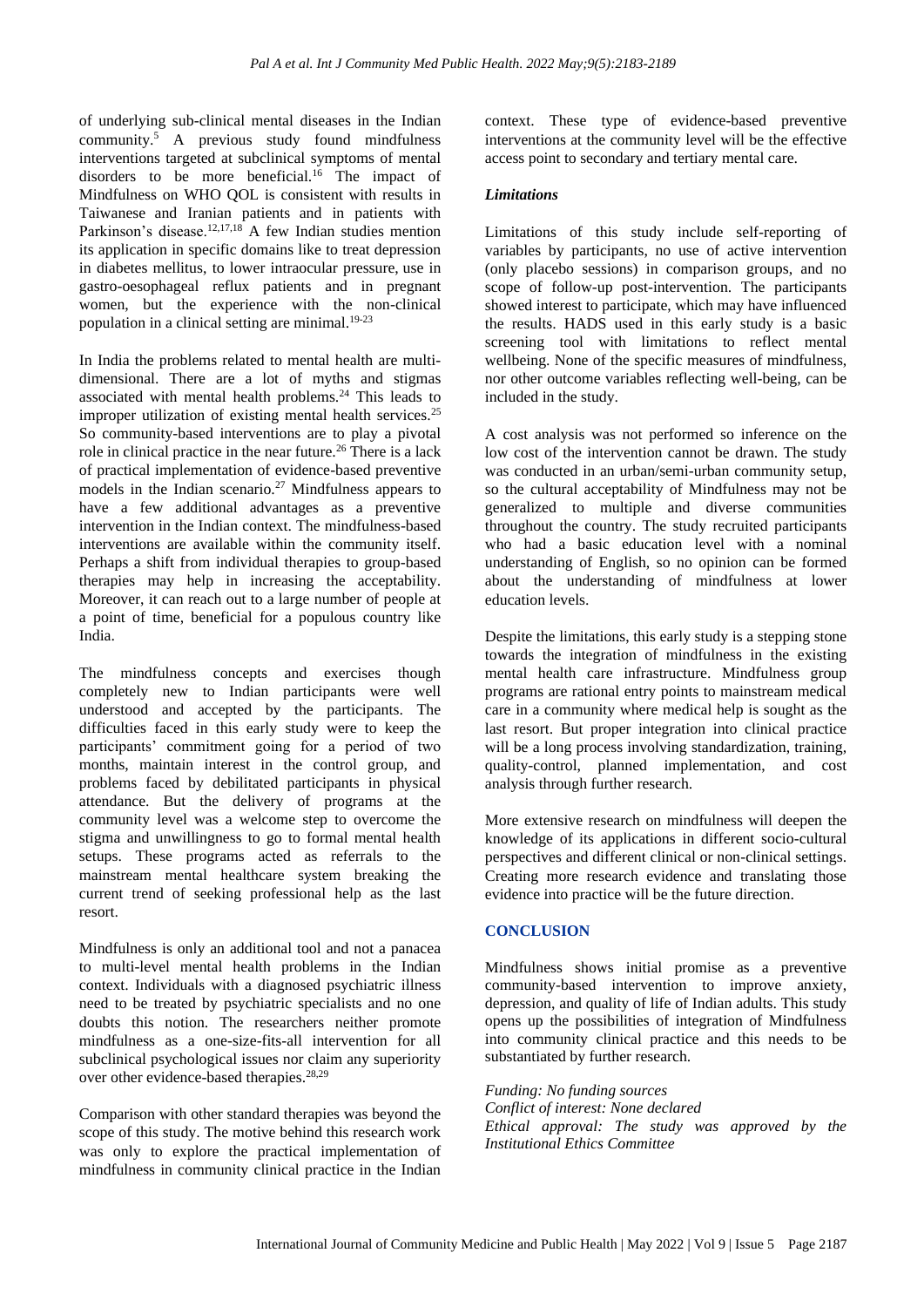of underlying sub-clinical mental diseases in the Indian community.[5] A previous study found mindfulness interventions targeted at subclinical symptoms of mental disorders to be more beneficial.[16] The impact of Mindfulness on WHO QOL is consistent with results in Taiwanese and Iranian patients and in patients with Parkinson's disease.[12,17,18] A few Indian studies mention its application in specific domains like to treat depression in diabetes mellitus, to lower intraocular pressure, use in gastro-oesophageal reflux patients and in pregnant women, but the experience with the non-clinical population in a clinical setting are minimal.[19-23]

In India the problems related to mental health are multi-dimensional. There are a lot of myths and stigmas associated with mental health problems.[24] This leads to improper utilization of existing mental health services.[25] So community-based interventions are to play a pivotal role in clinical practice in the near future.[26] There is a lack of practical implementation of evidence-based preventive models in the Indian scenario.[27] Mindfulness appears to have a few additional advantages as a preventive intervention in the Indian context. The mindfulness-based interventions are available within the community itself. Perhaps a shift from individual therapies to group-based therapies may help in increasing the acceptability. Moreover, it can reach out to a large number of people at a point of time, beneficial for a populous country like India.

The mindfulness concepts and exercises though completely new to Indian participants were well understood and accepted by the participants. The difficulties faced in this early study were to keep the participants' commitment going for a period of two months, maintain interest in the control group, and problems faced by debilitated participants in physical attendance. But the delivery of programs at the community level was a welcome step to overcome the stigma and unwillingness to go to formal mental health setups. These programs acted as referrals to the mainstream mental healthcare system breaking the current trend of seeking professional help as the last resort.

Mindfulness is only an additional tool and not a panacea to multi-level mental health problems in the Indian context. Individuals with a diagnosed psychiatric illness need to be treated by psychiatric specialists and no one doubts this notion. The researchers neither promote mindfulness as a one-size-fits-all intervention for all subclinical psychological issues nor claim any superiority over other evidence-based therapies.[28,29]

Comparison with other standard therapies was beyond the scope of this study. The motive behind this research work was only to explore the practical implementation of mindfulness in community clinical practice in the Indian context. These type of evidence-based preventive interventions at the community level will be the effective access point to secondary and tertiary mental care.

### *Limitations*

Limitations of this study include self-reporting of variables by participants, no use of active intervention (only placebo sessions) in comparison groups, and no scope of follow-up post-intervention. The participants showed interest to participate, which may have influenced the results. HADS used in this early study is a basic screening tool with limitations to reflect mental wellbeing. None of the specific measures of mindfulness, nor other outcome variables reflecting well-being, can be included in the study.

A cost analysis was not performed so inference on the low cost of the intervention cannot be drawn. The study was conducted in an urban/semi-urban community setup, so the cultural acceptability of Mindfulness may not be generalized to multiple and diverse communities throughout the country. The study recruited participants who had a basic education level with a nominal understanding of English, so no opinion can be formed about the understanding of mindfulness at lower education levels.

Despite the limitations, this early study is a stepping stone towards the integration of mindfulness in the existing mental health care infrastructure. Mindfulness group programs are rational entry points to mainstream medical care in a community where medical help is sought as the last resort. But proper integration into clinical practice will be a long process involving standardization, training, quality-control, planned implementation, and cost analysis through further research.

More extensive research on mindfulness will deepen the knowledge of its applications in different socio-cultural perspectives and different clinical or non-clinical settings. Creating more research evidence and translating those evidence into practice will be the future direction.

## CONCLUSION

Mindfulness shows initial promise as a preventive community-based intervention to improve anxiety, depression, and quality of life of Indian adults. This study opens up the possibilities of integration of Mindfulness into community clinical practice and this needs to be substantiated by further research.

*Funding: No funding sources*
*Conflict of interest: None declared*
*Ethical approval: The study was approved by the Institutional Ethics Committee*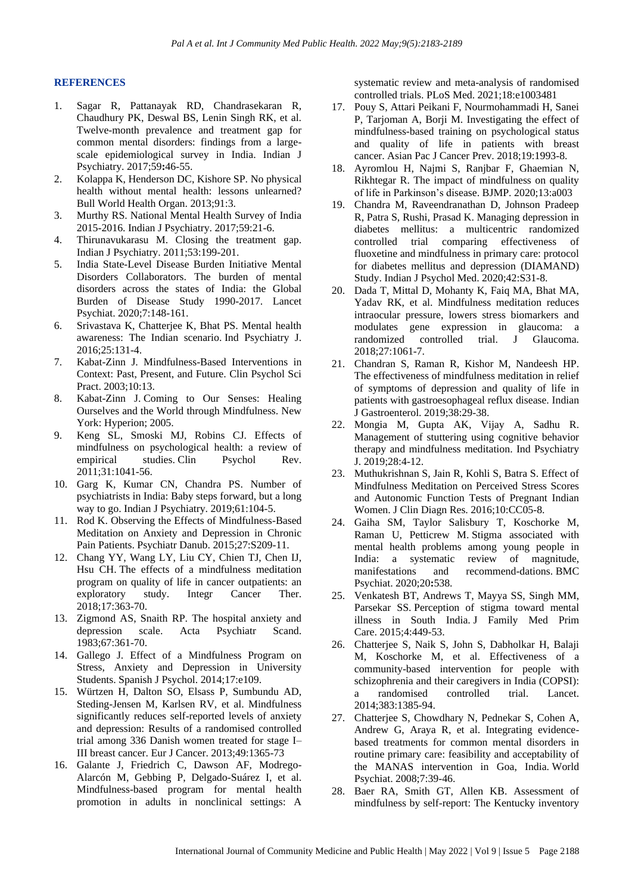## REFERENCES

1. Sagar R, Pattanayak RD, Chandrasekaran R, Chaudhury PK, Deswal BS, Lenin Singh RK, et al. Twelve-month prevalence and treatment gap for common mental disorders: findings from a large-scale epidemiological survey in India. Indian J Psychiatry. 2017;59**:**46-55.
2. Kolappa K, Henderson DC, Kishore SP. No physical health without mental health: lessons unlearned? Bull World Health Organ. 2013;91:3.
3. Murthy RS. National Mental Health Survey of India 2015-2016. Indian J Psychiatry. 2017;59:21-6.
4. Thirunavukarasu M. Closing the treatment gap. Indian J Psychiatry. 2011;53:199-201.
5. India State-Level Disease Burden Initiative Mental Disorders Collaborators. The burden of mental disorders across the states of India: the Global Burden of Disease Study 1990-2017. Lancet Psychiat. 2020;7:148-161.
6. Srivastava K, Chatterjee K, Bhat PS. Mental health awareness: The Indian scenario. Ind Psychiatry J. 2016;25:131-4.
7. Kabat-Zinn J. Mindfulness-Based Interventions in Context: Past, Present, and Future. Clin Psychol Sci Pract. 2003;10:13.
8. Kabat-Zinn J. Coming to Our Senses: Healing Ourselves and the World through Mindfulness. New York: Hyperion; 2005.
9. Keng SL, Smoski MJ, Robins CJ. Effects of mindfulness on psychological health: a review of empirical studies. Clin Psychol Rev. 2011;31:1041-56.
10. Garg K, Kumar CN, Chandra PS. Number of psychiatrists in India: Baby steps forward, but a long way to go. Indian J Psychiatry. 2019;61:104-5.
11. Rod K. Observing the Effects of Mindfulness-Based Meditation on Anxiety and Depression in Chronic Pain Patients. Psychiatr Danub. 2015;27:S209-11.
12. Chang YY, Wang LY, Liu CY, Chien TJ, Chen IJ, Hsu CH. The effects of a mindfulness meditation program on quality of life in cancer outpatients: an exploratory study. Integr Cancer Ther. 2018;17:363-70.
13. Zigmond AS, Snaith RP. The hospital anxiety and depression scale. Acta Psychiatr Scand. 1983;67:361-70.
14. Gallego J. Effect of a Mindfulness Program on Stress, Anxiety and Depression in University Students. Spanish J Psychol. 2014;17:e109.
15. Würtzen H, Dalton SO, Elsass P, Sumbundu AD, Steding-Jensen M, Karlsen RV, et al. Mindfulness significantly reduces self-reported levels of anxiety and depression: Results of a randomised controlled trial among 336 Danish women treated for stage I–III breast cancer. Eur J Cancer. 2013;49:1365-73
16. Galante J, Friedrich C, Dawson AF, Modrego-Alarcón M, Gebbing P, Delgado-Suárez I, et al. Mindfulness-based program for mental health promotion in adults in nonclinical settings: A systematic review and meta-analysis of randomised controlled trials. PLoS Med. 2021;18:e1003481
17. Pouy S, Attari Peikani F, Nourmohammadi H, Sanei P, Tarjoman A, Borji M. Investigating the effect of mindfulness-based training on psychological status and quality of life in patients with breast cancer. Asian Pac J Cancer Prev. 2018;19:1993-8.
18. Ayromlou H, Najmi S, Ranjbar F, Ghaemian N, Rikhtegar R. The impact of mindfulness on quality of life in Parkinson's disease. BJMP. 2020;13:a003
19. Chandra M, Raveendranathan D, Johnson Pradeep R, Patra S, Rushi, Prasad K. Managing depression in diabetes mellitus: a multicentric randomized controlled trial comparing effectiveness of fluoxetine and mindfulness in primary care: protocol for diabetes mellitus and depression (DIAMAND) Study. Indian J Psychol Med. 2020;42:S31-8.
20. Dada T, Mittal D, Mohanty K, Faiq MA, Bhat MA, Yadav RK, et al. Mindfulness meditation reduces intraocular pressure, lowers stress biomarkers and modulates gene expression in glaucoma: a randomized controlled trial. J Glaucoma. 2018;27:1061-7.
21. Chandran S, Raman R, Kishor M, Nandeesh HP. The effectiveness of mindfulness meditation in relief of symptoms of depression and quality of life in patients with gastroesophageal reflux disease. Indian J Gastroenterol. 2019;38:29-38.
22. Mongia M, Gupta AK, Vijay A, Sadhu R. Management of stuttering using cognitive behavior therapy and mindfulness meditation. Ind Psychiatry J. 2019;28:4-12.
23. Muthukrishnan S, Jain R, Kohli S, Batra S. Effect of Mindfulness Meditation on Perceived Stress Scores and Autonomic Function Tests of Pregnant Indian Women. J Clin Diagn Res. 2016;10:CC05-8.
24. Gaiha SM, Taylor Salisbury T, Koschorke M, Raman U, Petticrew M. Stigma associated with mental health problems among young people in India: a systematic review of magnitude, manifestations and recommend-dations. BMC Psychiat. 2020;20**:**538.
25. Venkatesh BT, Andrews T, Mayya SS, Singh MM, Parsekar SS. Perception of stigma toward mental illness in South India. J Family Med Prim Care. 2015;4:449-53.
26. Chatterjee S, Naik S, John S, Dabholkar H, Balaji M, Koschorke M, et al. Effectiveness of a community-based intervention for people with schizophrenia and their caregivers in India (COPSI): a randomised controlled trial. Lancet. 2014;383:1385-94.
27. Chatterjee S, Chowdhary N, Pednekar S, Cohen A, Andrew G, Araya R, et al. Integrating evidence-based treatments for common mental disorders in routine primary care: feasibility and acceptability of the MANAS intervention in Goa, India. World Psychiat. 2008;7:39-46.
28. Baer RA, Smith GT, Allen KB. Assessment of mindfulness by self-report: The Kentucky inventory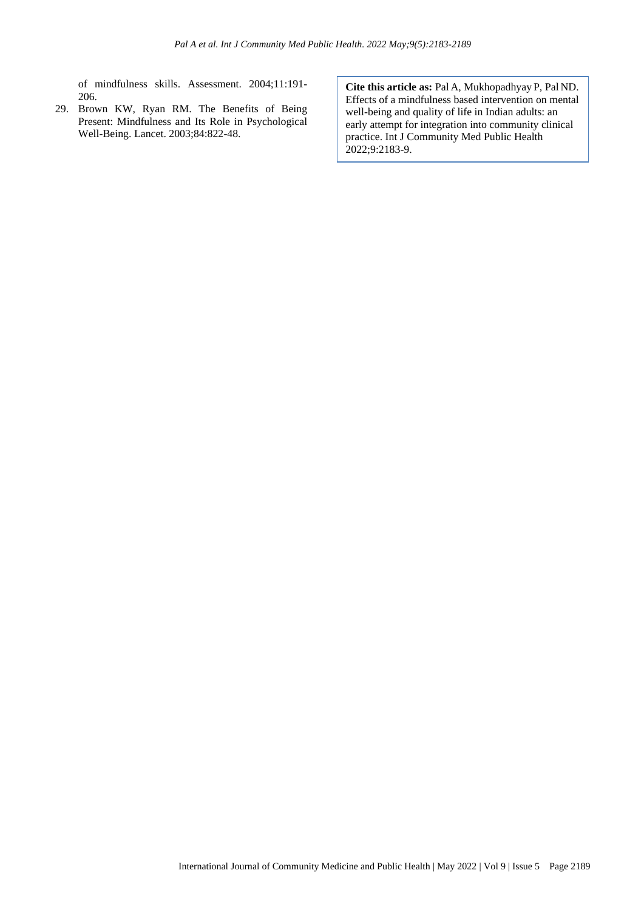of mindfulness skills. Assessment. 2004;11:191-206.

29. Brown KW, Ryan RM. The Benefits of Being Present: Mindfulness and Its Role in Psychological Well-Being. Lancet. 2003;84:822-48.

**Cite this article as:** Pal A, Mukhopadhyay P, Pal ND. Effects of a mindfulness based intervention on mental well-being and quality of life in Indian adults: an early attempt for integration into community clinical practice. Int J Community Med Public Health 2022;9:2183-9.